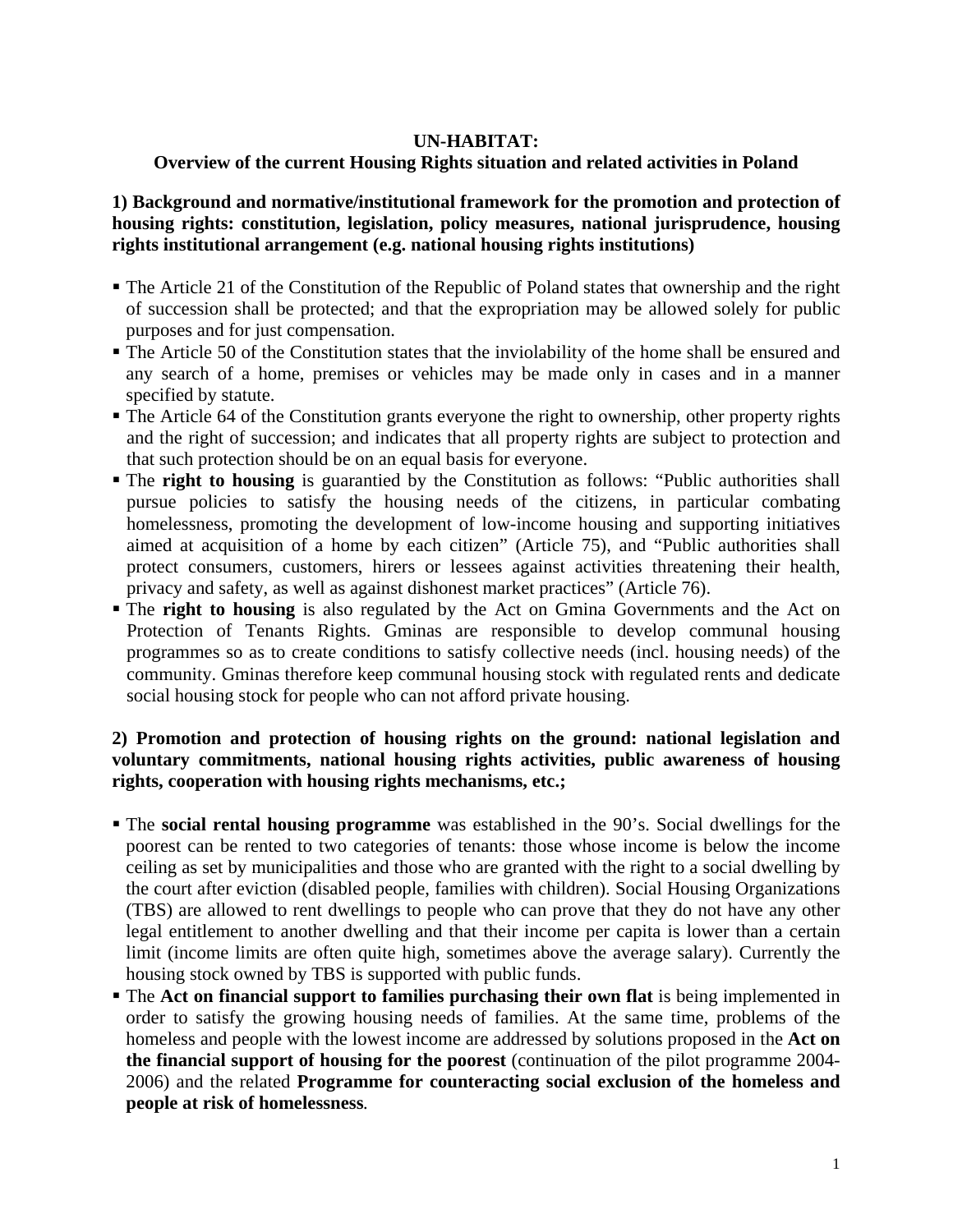# UN-HABITAT:
# Overview of the current Housing Rights situation and related activities in Poland

## 1) Background and normative/institutional framework for the promotion and protection of housing rights: constitution, legislation, policy measures, national jurisprudence, housing rights institutional arrangement (e.g. national housing rights institutions)

- The Article 21 of the Constitution of the Republic of Poland states that ownership and the right of succession shall be protected; and that the expropriation may be allowed solely for public purposes and for just compensation.
- The Article 50 of the Constitution states that the inviolability of the home shall be ensured and any search of a home, premises or vehicles may be made only in cases and in a manner specified by statute.
- The Article 64 of the Constitution grants everyone the right to ownership, other property rights and the right of succession; and indicates that all property rights are subject to protection and that such protection should be on an equal basis for everyone.
- The **right to housing** is guarantied by the Constitution as follows: "Public authorities shall pursue policies to satisfy the housing needs of the citizens, in particular combating homelessness, promoting the development of low-income housing and supporting initiatives aimed at acquisition of a home by each citizen" (Article 75), and "Public authorities shall protect consumers, customers, hirers or lessees against activities threatening their health, privacy and safety, as well as against dishonest market practices" (Article 76).
- The **right to housing** is also regulated by the Act on Gmina Governments and the Act on Protection of Tenants Rights. Gminas are responsible to develop communal housing programmes so as to create conditions to satisfy collective needs (incl. housing needs) of the community. Gminas therefore keep communal housing stock with regulated rents and dedicate social housing stock for people who can not afford private housing.

## 2) Promotion and protection of housing rights on the ground: national legislation and voluntary commitments, national housing rights activities, public awareness of housing rights, cooperation with housing rights mechanisms, etc.;

- The **social rental housing programme** was established in the 90's. Social dwellings for the poorest can be rented to two categories of tenants: those whose income is below the income ceiling as set by municipalities and those who are granted with the right to a social dwelling by the court after eviction (disabled people, families with children). Social Housing Organizations (TBS) are allowed to rent dwellings to people who can prove that they do not have any other legal entitlement to another dwelling and that their income per capita is lower than a certain limit (income limits are often quite high, sometimes above the average salary). Currently the housing stock owned by TBS is supported with public funds.
- The **Act on financial support to families purchasing their own flat** is being implemented in order to satisfy the growing housing needs of families. At the same time, problems of the homeless and people with the lowest income are addressed by solutions proposed in the **Act on the financial support of housing for the poorest** (continuation of the pilot programme 2004-2006) and the related **Programme for counteracting social exclusion of the homeless and people at risk of homelessness**.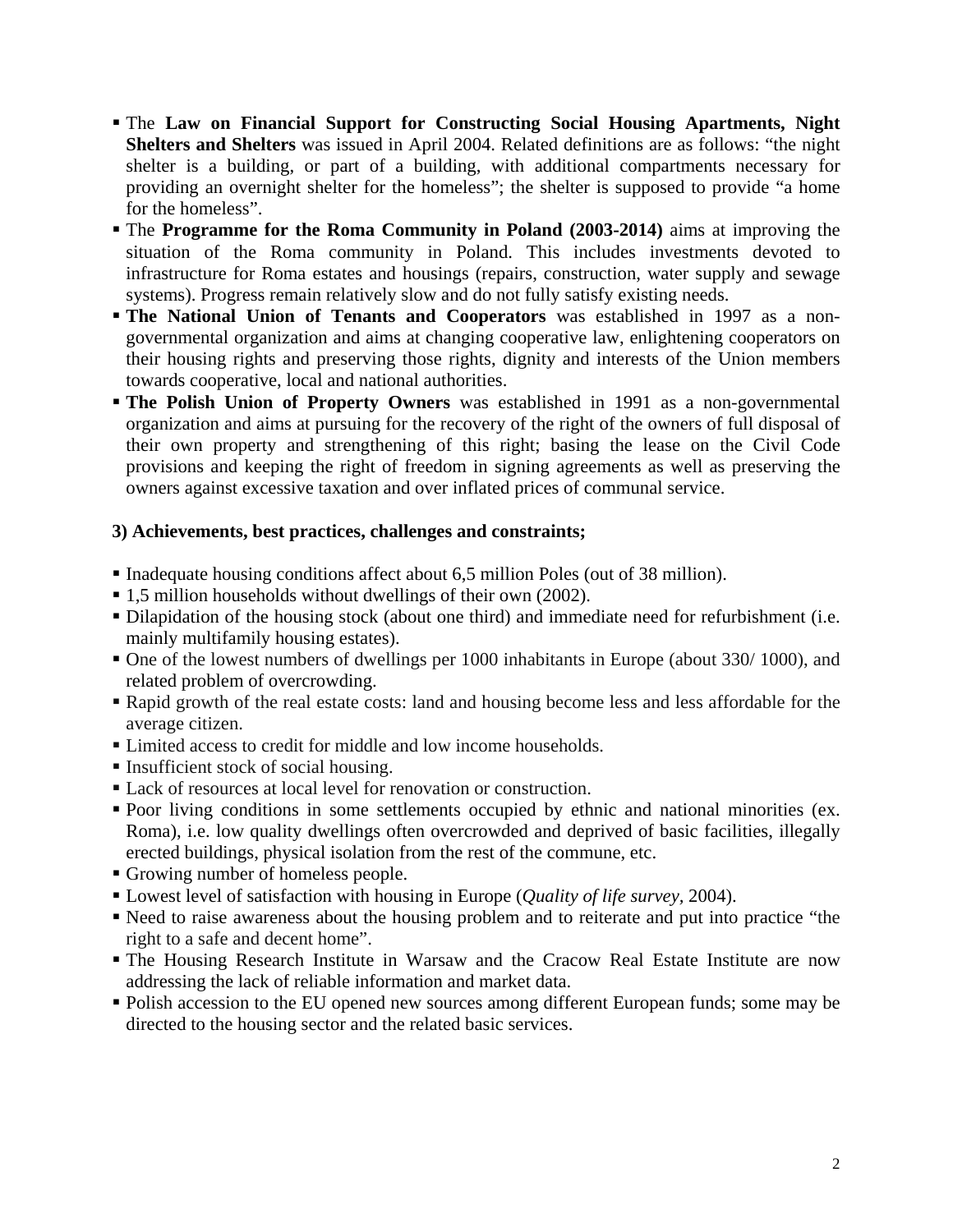- The **Law on Financial Support for Constructing Social Housing Apartments, Night Shelters and Shelters** was issued in April 2004. Related definitions are as follows: "the night shelter is a building, or part of a building, with additional compartments necessary for providing an overnight shelter for the homeless"; the shelter is supposed to provide "a home for the homeless".
- The **Programme for the Roma Community in Poland (2003-2014)** aims at improving the situation of the Roma community in Poland. This includes investments devoted to infrastructure for Roma estates and housings (repairs, construction, water supply and sewage systems). Progress remain relatively slow and do not fully satisfy existing needs.
- **The National Union of Tenants and Cooperators** was established in 1997 as a non-governmental organization and aims at changing cooperative law, enlightening cooperators on their housing rights and preserving those rights, dignity and interests of the Union members towards cooperative, local and national authorities.
- **The Polish Union of Property Owners** was established in 1991 as a non-governmental organization and aims at pursuing for the recovery of the right of the owners of full disposal of their own property and strengthening of this right; basing the lease on the Civil Code provisions and keeping the right of freedom in signing agreements as well as preserving the owners against excessive taxation and over inflated prices of communal service.

### 3) Achievements, best practices, challenges and constraints;

- Inadequate housing conditions affect about 6,5 million Poles (out of 38 million).
- 1,5 million households without dwellings of their own (2002).
- Dilapidation of the housing stock (about one third) and immediate need for refurbishment (i.e. mainly multifamily housing estates).
- One of the lowest numbers of dwellings per 1000 inhabitants in Europe (about 330/ 1000), and related problem of overcrowding.
- Rapid growth of the real estate costs: land and housing become less and less affordable for the average citizen.
- Limited access to credit for middle and low income households.
- Insufficient stock of social housing.
- Lack of resources at local level for renovation or construction.
- Poor living conditions in some settlements occupied by ethnic and national minorities (ex. Roma), i.e. low quality dwellings often overcrowded and deprived of basic facilities, illegally erected buildings, physical isolation from the rest of the commune, etc.
- Growing number of homeless people.
- Lowest level of satisfaction with housing in Europe (*Quality of life survey*, 2004).
- Need to raise awareness about the housing problem and to reiterate and put into practice "the right to a safe and decent home".
- The Housing Research Institute in Warsaw and the Cracow Real Estate Institute are now addressing the lack of reliable information and market data.
- Polish accession to the EU opened new sources among different European funds; some may be directed to the housing sector and the related basic services.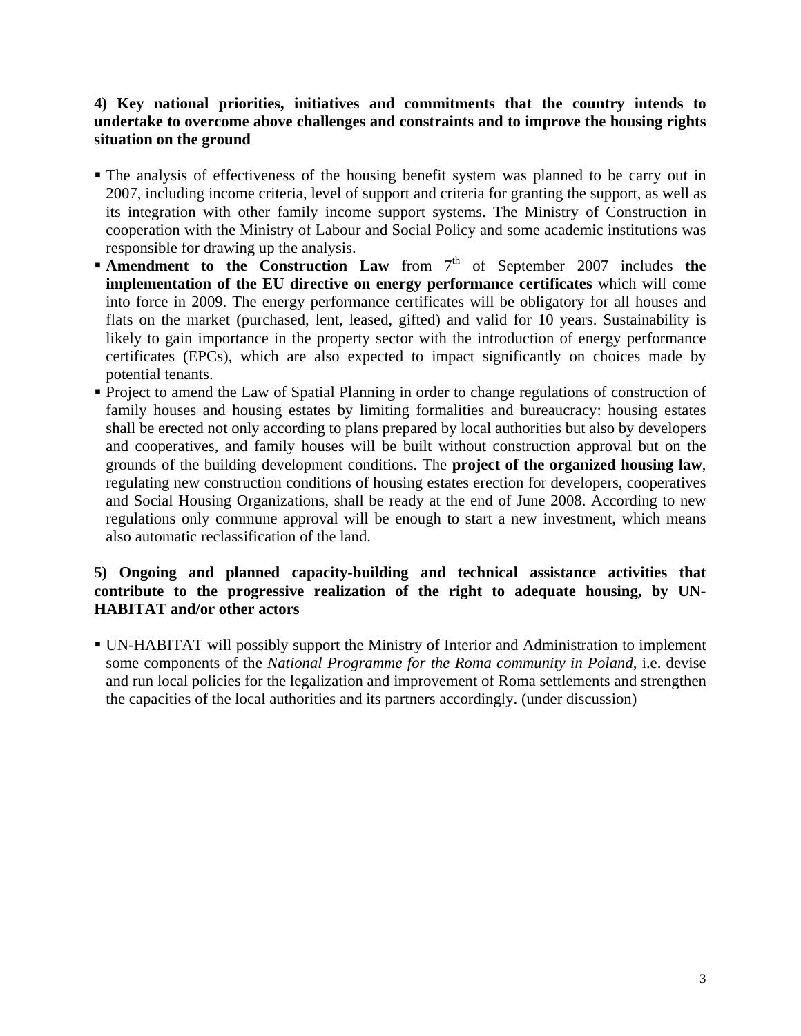**4) Key national priorities, initiatives and commitments that the country intends to undertake to overcome above challenges and constraints and to improve the housing rights situation on the ground**

- The analysis of effectiveness of the housing benefit system was planned to be carry out in 2007, including income criteria, level of support and criteria for granting the support, as well as its integration with other family income support systems. The Ministry of Construction in cooperation with the Ministry of Labour and Social Policy and some academic institutions was responsible for drawing up the analysis.
- **Amendment to the Construction Law** from 7th of September 2007 includes **the implementation of the EU directive on energy performance certificates** which will come into force in 2009. The energy performance certificates will be obligatory for all houses and flats on the market (purchased, lent, leased, gifted) and valid for 10 years. Sustainability is likely to gain importance in the property sector with the introduction of energy performance certificates (EPCs), which are also expected to impact significantly on choices made by potential tenants.
- Project to amend the Law of Spatial Planning in order to change regulations of construction of family houses and housing estates by limiting formalities and bureaucracy: housing estates shall be erected not only according to plans prepared by local authorities but also by developers and cooperatives, and family houses will be built without construction approval but on the grounds of the building development conditions. The **project of the organized housing law**, regulating new construction conditions of housing estates erection for developers, cooperatives and Social Housing Organizations, shall be ready at the end of June 2008. According to new regulations only commune approval will be enough to start a new investment, which means also automatic reclassification of the land.

**5) Ongoing and planned capacity-building and technical assistance activities that contribute to the progressive realization of the right to adequate housing, by UN-HABITAT and/or other actors**

- UN-HABITAT will possibly support the Ministry of Interior and Administration to implement some components of the *National Programme for the Roma community in Poland*, i.e. devise and run local policies for the legalization and improvement of Roma settlements and strengthen the capacities of the local authorities and its partners accordingly. (under discussion)